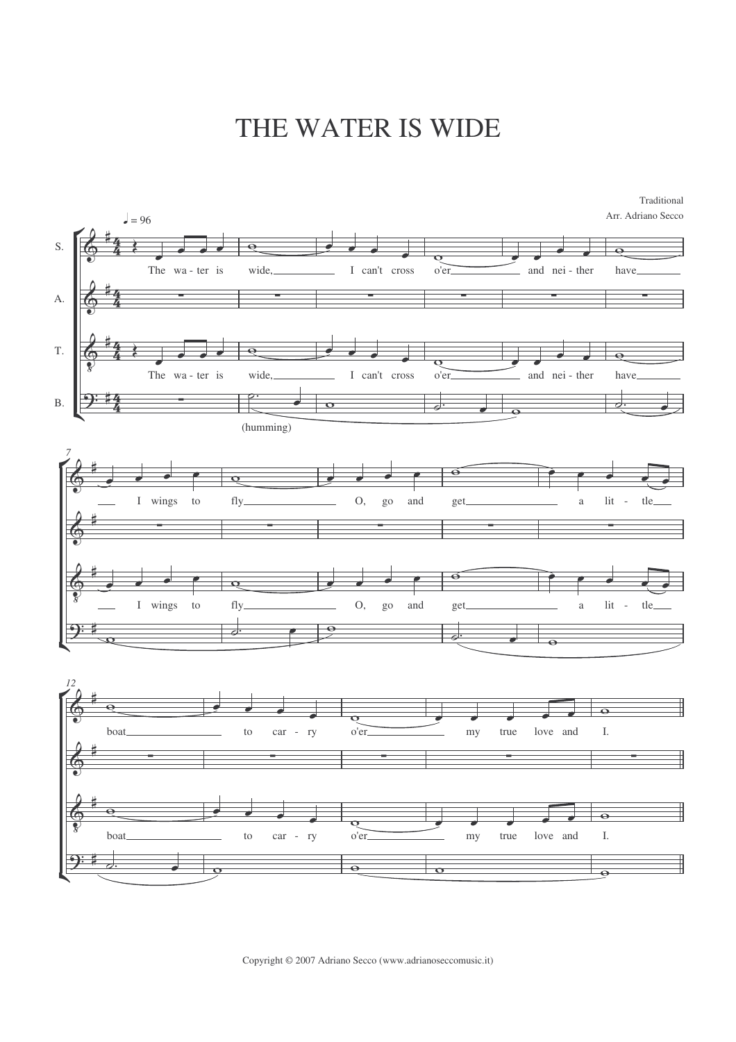# THE WATER IS WIDE

Traditional

Arr. Adriano Secco

Copyright © 2007 Adriano Secco (www.adrianoseccomusic.it)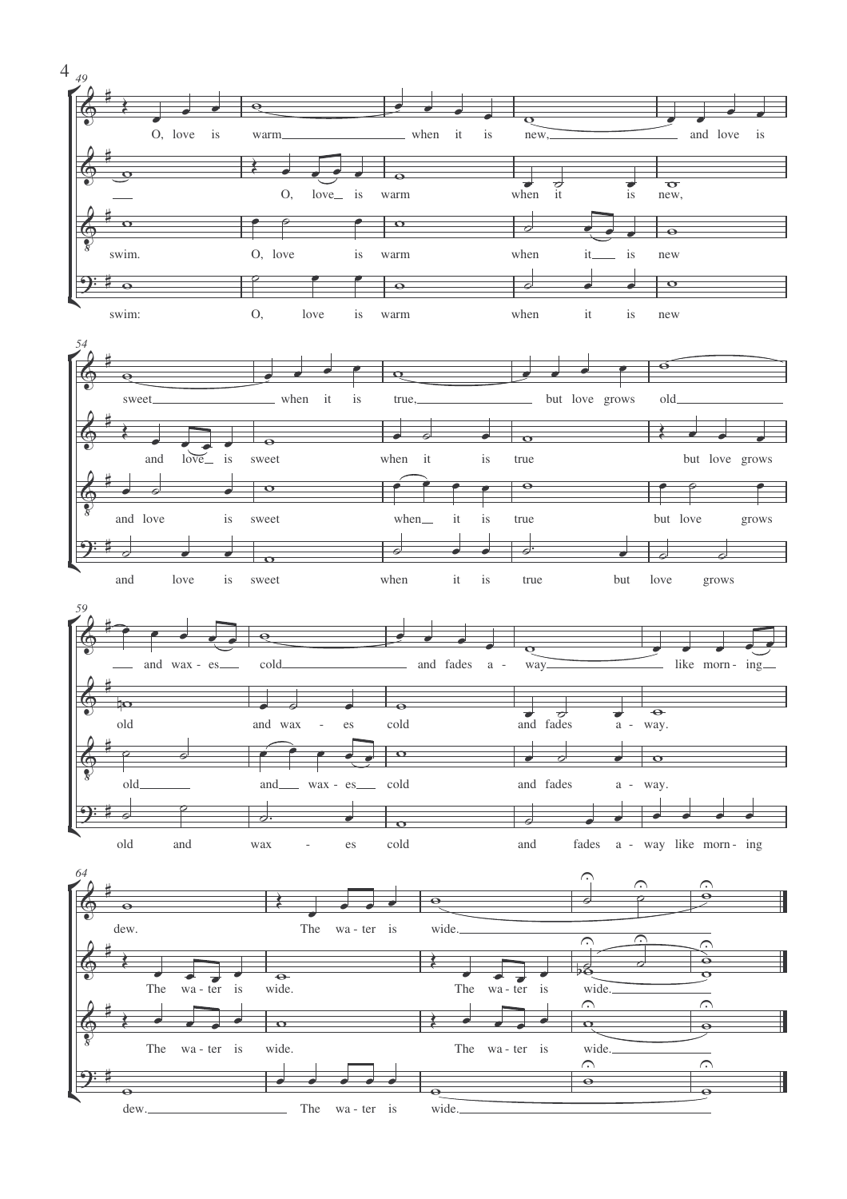49

O, love is warm when it is new, and love is
O, love is warm when it is new,
swim. O, love is warm when it is new
swim: O, love is warm when it is new

54

sweet when it is true, but love grows old
and love is sweet when it is true but love grows
and love is sweet when it is true but love grows
and love is sweet when it is true but love grows

59

and wax - es cold and fades a - way like morn - ing
old and wax - es cold and fades a - way.
old and wax - es cold and fades a - way.
old and wax - es cold and fades a - way like morn - ing

64

dew. The wa - ter is wide.
The wa - ter is wide. The wa - ter is wide.
The wa - ter is wide. The wa - ter is wide.
dew. The wa - ter is wide.